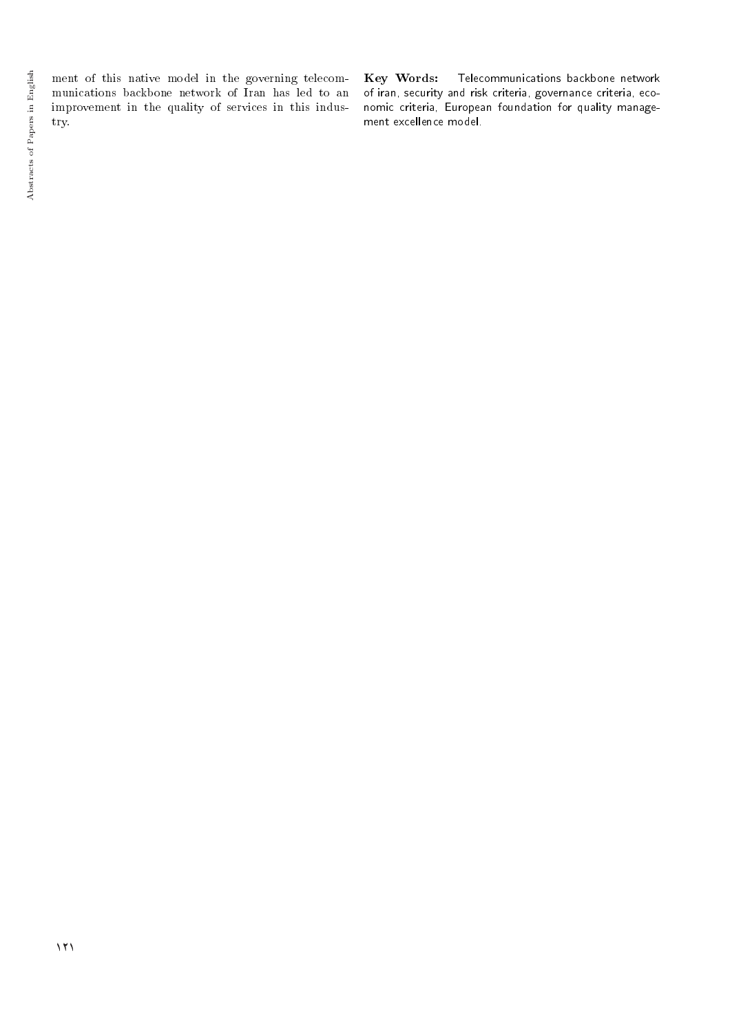ment of this native model in the governing telecommunications backbone network of Iran has led to an improvement in the quality of services in this industry.

**Key Words:** Telecommunications backbone network of iran, security and risk criteria, governance criteria, economic criteria, European foundation for quality management excellence model.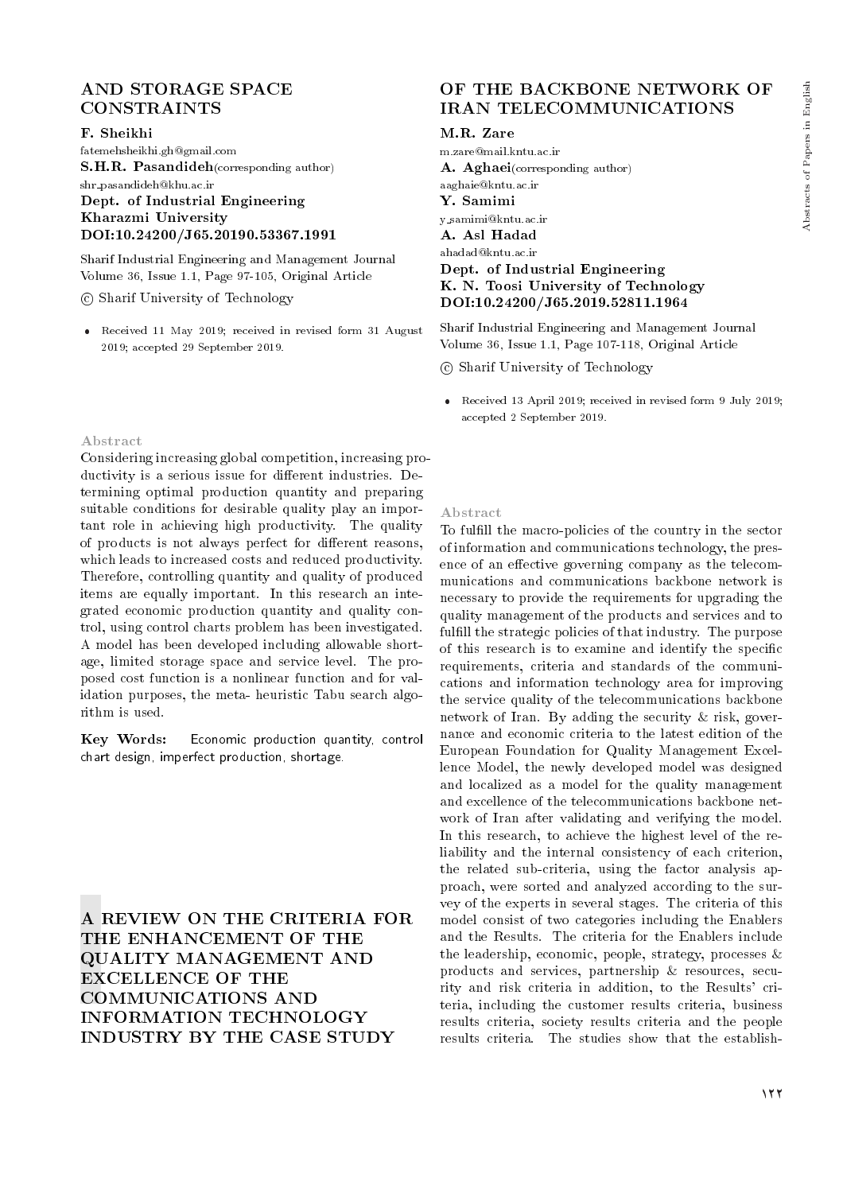# AND STORAGE SPACE CONSTRAINTS

**F. Sheikhi**
fatemehsheikhi.gh@gmail.com
**S.H.R. Pasandideh**(corresponding author)
shr_pasandideh@khu.ac.ir
**Dept. of Industrial Engineering**
**Kharazmi University**
**DOI:10.24200/J65.20190.53367.1991**

Sharif Industrial Engineering and Management Journal
Volume 36, Issue 1.1, Page 97-105, Original Article

© Sharif University of Technology

- Received 11 May 2019; received in revised form 31 August 2019; accepted 29 September 2019.

### Abstract

Considering increasing global competition, increasing productivity is a serious issue for different industries. Determining optimal production quantity and preparing suitable conditions for desirable quality play an important role in achieving high productivity. The quality of products is not always perfect for different reasons, which leads to increased costs and reduced productivity. Therefore, controlling quantity and quality of produced items are equally important. In this research an integrated economic production quantity and quality control, using control charts problem has been investigated. A model has been developed including allowable shortage, limited storage space and service level. The proposed cost function is a nonlinear function and for validation purposes, the meta- heuristic Tabu search algorithm is used.

**Key Words:** Economic production quantity, control chart design, imperfect production, shortage.

# A REVIEW ON THE CRITERIA FOR THE ENHANCEMENT OF THE QUALITY MANAGEMENT AND EXCELLENCE OF THE COMMUNICATIONS AND INFORMATION TECHNOLOGY INDUSTRY BY THE CASE STUDY OF THE BACKBONE NETWORK OF IRAN TELECOMMUNICATIONS

**M.R. Zare**
m.zare@mail.kntu.ac.ir
**A. Aghaei**(corresponding author)
aaghaie@kntu.ac.ir
**Y. Samimi**
y_samimi@kntu.ac.ir
**A. Asl Hadad**
ahadad@kntu.ac.ir
**Dept. of Industrial Engineering**
**K. N. Toosi University of Technology**
**DOI:10.24200/J65.2019.52811.1964**

Sharif Industrial Engineering and Management Journal
Volume 36, Issue 1.1, Page 107-118, Original Article

© Sharif University of Technology

- Received 13 April 2019; received in revised form 9 July 2019; accepted 2 September 2019.

### Abstract

To fulfill the macro-policies of the country in the sector of information and communications technology, the presence of an effective governing company as the telecommunications and communications backbone network is necessary to provide the requirements for upgrading the quality management of the products and services and to fulfill the strategic policies of that industry. The purpose of this research is to examine and identify the specific requirements, criteria and standards of the communications and information technology area for improving the service quality of the telecommunications backbone network of Iran. By adding the security & risk, governance and economic criteria to the latest edition of the European Foundation for Quality Management Excellence Model, the newly developed model was designed and localized as a model for the quality management and excellence of the telecommunications backbone network of Iran after validating and verifying the model. In this research, to achieve the highest level of the reliability and the internal consistency of each criterion, the related sub-criteria, using the factor analysis approach, were sorted and analyzed according to the survey of the experts in several stages. The criteria of this model consist of two categories including the Enablers and the Results. The criteria for the Enablers include the leadership, economic, people, strategy, processes & products and services, partnership & resources, security and risk criteria in addition, to the Results' criteria, including the customer results criteria, business results criteria, society results criteria and the people results criteria. The studies show that the establish-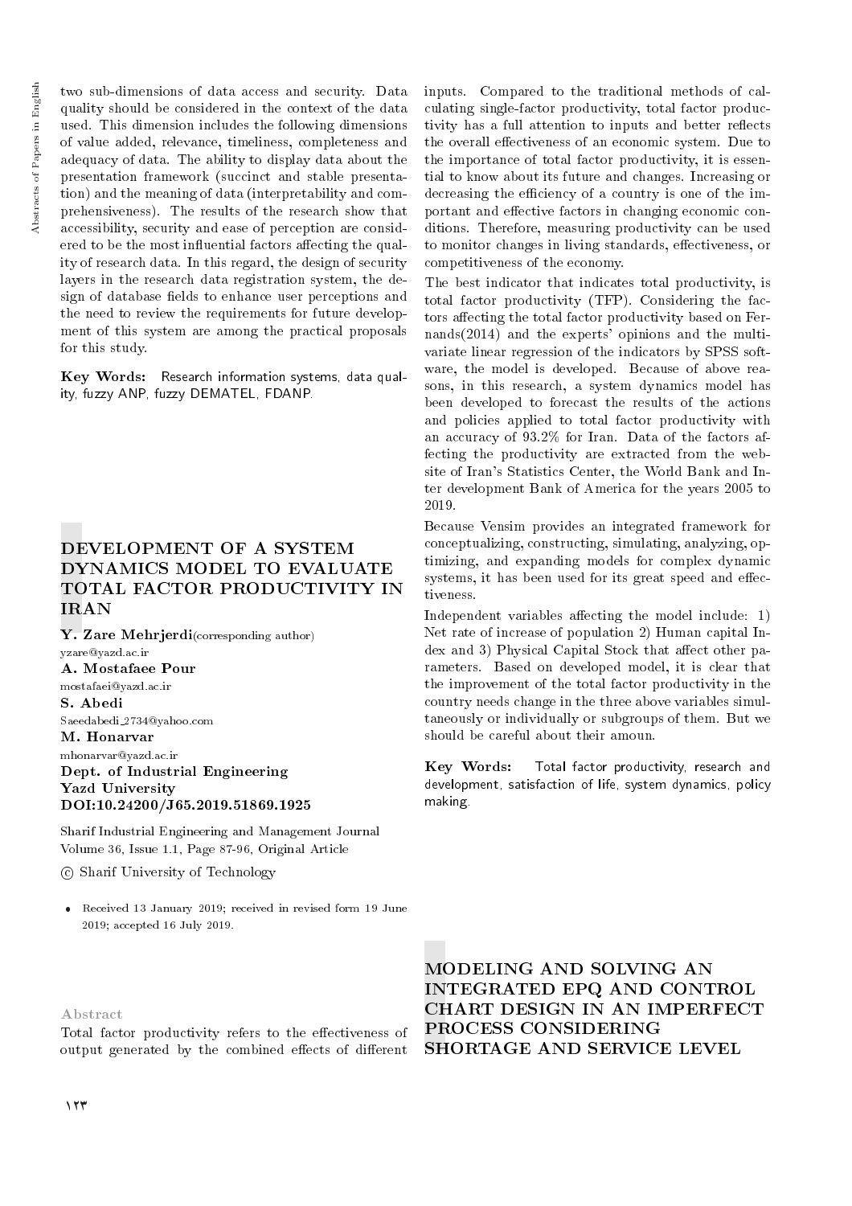two sub-dimensions of data access and security. Data quality should be considered in the context of the data used. This dimension includes the following dimensions of value added, relevance, timeliness, completeness and adequacy of data. The ability to display data about the presentation framework (succinct and stable presentation) and the meaning of data (interpretability and comprehensiveness). The results of the research show that accessibility, security and ease of perception are considered to be the most influential factors affecting the quality of research data. In this regard, the design of security layers in the research data registration system, the design of database fields to enhance user perceptions and the need to review the requirements for future development of this system are among the practical proposals for this study.

**Key Words:** Research information systems, data quality, fuzzy ANP, fuzzy DEMATEL, FDANP.

## DEVELOPMENT OF A SYSTEM DYNAMICS MODEL TO EVALUATE TOTAL FACTOR PRODUCTIVITY IN IRAN

**Y. Zare Mehrjerdi**(corresponding author)
yzare@yazd.ac.ir
**A. Mostafaee Pour**
mostafaei@yazd.ac.ir
**S. Abedi**
Saeedabedi_2734@yahoo.com
**M. Honarvar**
mhonarvar@yazd.ac.ir
**Dept. of Industrial Engineering**
**Yazd University**
**DOI:10.24200/J65.2019.51869.1925**

Sharif Industrial Engineering and Management Journal
Volume 36, Issue 1.1, Page 87-96, Original Article

© Sharif University of Technology

- Received 13 January 2019; received in revised form 19 June 2019; accepted 16 July 2019.

### Abstract

Total factor productivity refers to the effectiveness of output generated by the combined effects of different inputs. Compared to the traditional methods of calculating single-factor productivity, total factor productivity has a full attention to inputs and better reflects the overall effectiveness of an economic system. Due to the importance of total factor productivity, it is essential to know about its future and changes. Increasing or decreasing the efficiency of a country is one of the important and effective factors in changing economic conditions. Therefore, measuring productivity can be used to monitor changes in living standards, effectiveness, or competitiveness of the economy.

The best indicator that indicates total productivity, is total factor productivity (TFP). Considering the factors affecting the total factor productivity based on Fernands(2014) and the experts' opinions and the multivariate linear regression of the indicators by SPSS software, the model is developed. Because of above reasons, in this research, a system dynamics model has been developed to forecast the results of the actions and policies applied to total factor productivity with an accuracy of 93.2% for Iran. Data of the factors affecting the productivity are extracted from the website of Iran's Statistics Center, the World Bank and Inter development Bank of America for the years 2005 to 2019.

Because Vensim provides an integrated framework for conceptualizing, constructing, simulating, analyzing, optimizing, and expanding models for complex dynamic systems, it has been used for its great speed and effectiveness.

Independent variables affecting the model include: 1) Net rate of increase of population 2) Human capital Index and 3) Physical Capital Stock that affect other parameters. Based on developed model, it is clear that the improvement of the total factor productivity in the country needs change in the three above variables simultaneously or individually or subgroups of them. But we should be careful about their amoun.

**Key Words:** Total factor productivity, research and development, satisfaction of life, system dynamics, policy making.

## MODELING AND SOLVING AN INTEGRATED EPQ AND CONTROL CHART DESIGN IN AN IMPERFECT PROCESS CONSIDERING SHORTAGE AND SERVICE LEVEL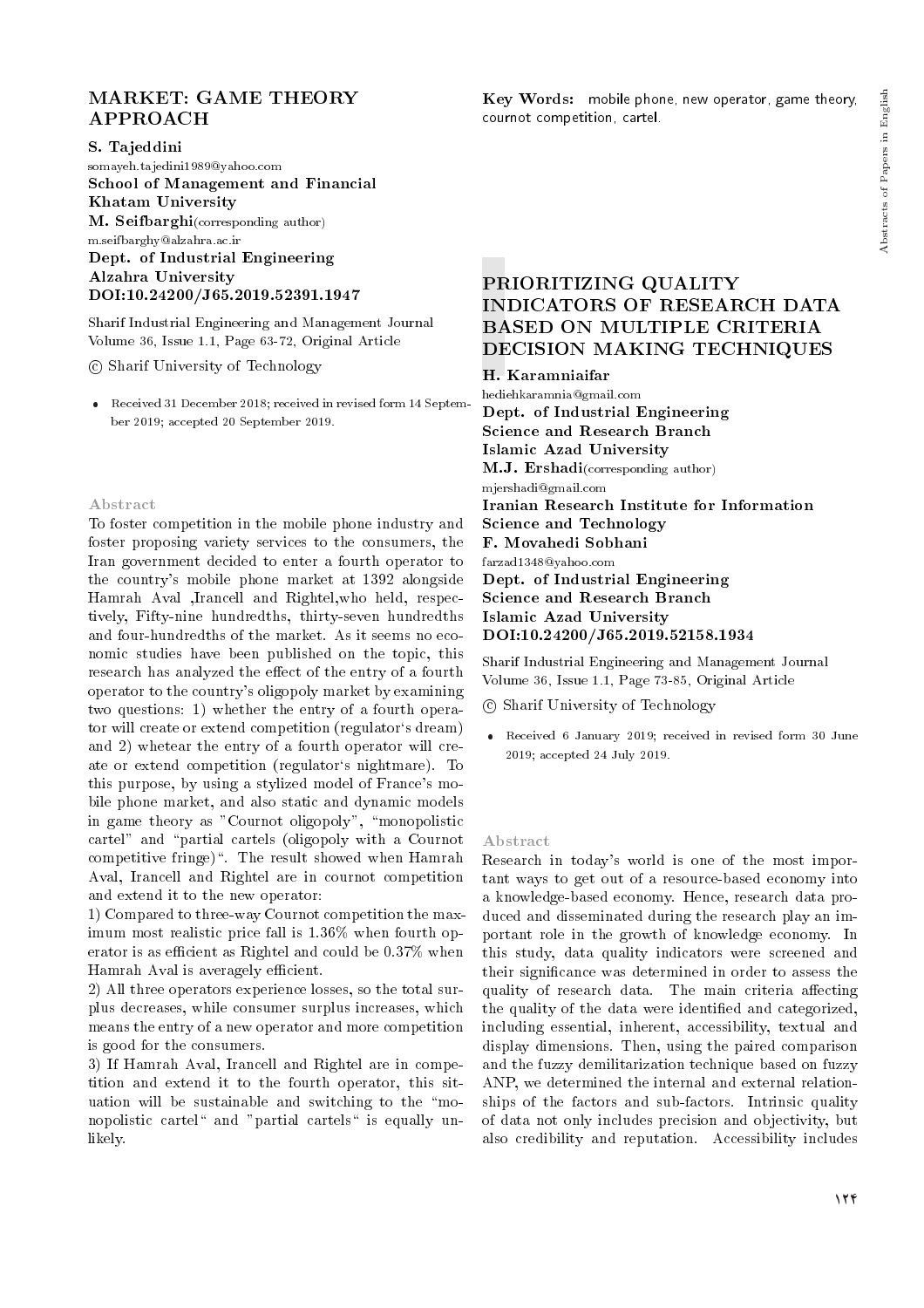# MARKET: GAME THEORY APPROACH

**S. Tajeddini**
somayeh.tajedini1989@yahoo.com
**School of Management and Financial Khatam University**
**M. Seifbarghi**(corresponding author)
m.seifbarghy@alzahra.ac.ir
**Dept. of Industrial Engineering Alzahra University**
**DOI:10.24200/J65.2019.52391.1947**

Sharif Industrial Engineering and Management Journal Volume 36, Issue 1.1, Page 63-72, Original Article

© Sharif University of Technology

- Received 31 December 2018; received in revised form 14 September 2019; accepted 20 September 2019.

### Abstract

To foster competition in the mobile phone industry and foster proposing variety services to the consumers, the Iran government decided to enter a fourth operator to the country's mobile phone market at 1392 alongside Hamrah Aval ,Irancell and Rightel,who held, respectively, Fifty-nine hundredths, thirty-seven hundredths and four-hundredths of the market. As it seems no economic studies have been published on the topic, this research has analyzed the effect of the entry of a fourth operator to the country's oligopoly market by examining two questions: 1) whether the entry of a fourth operator will create or extend competition (regulator's dream) and 2) whetear the entry of a fourth operator will create or extend competition (regulator's nightmare). To this purpose, by using a stylized model of France's mobile phone market, and also static and dynamic models in game theory as "Cournot oligopoly", "monopolistic cartel" and "partial cartels (oligopoly with a Cournot competitive fringe)". The result showed when Hamrah Aval, Irancell and Rightel are in cournot competition and extend it to the new operator:

1) Compared to three-way Cournot competition the maximum most realistic price fall is 1.36% when fourth operator is as efficient as Rightel and could be 0.37% when Hamrah Aval is averagely efficient.

2) All three operators experience losses, so the total surplus decreases, while consumer surplus increases, which means the entry of a new operator and more competition is good for the consumers.

3) If Hamrah Aval, Irancell and Rightel are in competition and extend it to the fourth operator, this situation will be sustainable and switching to the "monopolistic cartel" and "partial cartels" is equally unlikely.

**Key Words:** mobile phone, new operator, game theory, cournot competition, cartel.

# PRIORITIZING QUALITY INDICATORS OF RESEARCH DATA BASED ON MULTIPLE CRITERIA DECISION MAKING TECHNIQUES

**H. Karamniaifar**
hediehkaramnia@gmail.com
**Dept. of Industrial Engineering Science and Research Branch Islamic Azad University**
**M.J. Ershadi**(corresponding author)
mjershadi@gmail.com
**Iranian Research Institute for Information Science and Technology**
**F. Movahedi Sobhani**
farzad1348@yahoo.com
**Dept. of Industrial Engineering Science and Research Branch Islamic Azad University**
**DOI:10.24200/J65.2019.52158.1934**

Sharif Industrial Engineering and Management Journal Volume 36, Issue 1.1, Page 73-85, Original Article

© Sharif University of Technology

- Received 6 January 2019; received in revised form 30 June 2019; accepted 24 July 2019.

### Abstract

Research in today's world is one of the most important ways to get out of a resource-based economy into a knowledge-based economy. Hence, research data produced and disseminated during the research play an important role in the growth of knowledge economy. In this study, data quality indicators were screened and their significance was determined in order to assess the quality of research data. The main criteria affecting the quality of the data were identified and categorized, including essential, inherent, accessibility, textual and display dimensions. Then, using the paired comparison and the fuzzy demilitarization technique based on fuzzy ANP, we determined the internal and external relationships of the factors and sub-factors. Intrinsic quality of data not only includes precision and objectivity, but also credibility and reputation. Accessibility includes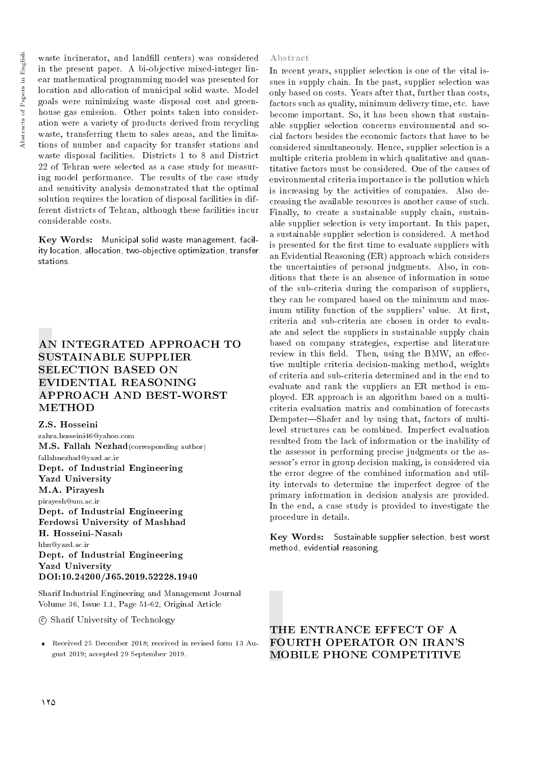waste incinerator, and landfill centers) was considered in the present paper. A bi-objective mixed-integer linear mathematical programming model was presented for location and allocation of municipal solid waste. Model goals were minimizing waste disposal cost and greenhouse gas emission. Other points taken into consideration were a variety of products derived from recycling waste, transferring them to sales areas, and the limitations of number and capacity for transfer stations and waste disposal facilities. Districts 1 to 8 and District 22 of Tehran were selected as a case study for measuring model performance. The results of the case study and sensitivity analysis demonstrated that the optimal solution requires the location of disposal facilities in different districts of Tehran, although these facilities incur considerable costs.

**Key Words:** Municipal solid waste management, facility location, allocation, two-objective optimization, transfer stations.

# AN INTEGRATED APPROACH TO SUSTAINABLE SUPPLIER SELECTION BASED ON EVIDENTIAL REASONING APPROACH AND BEST-WORST METHOD

**Z.S. Hosseini**
zahra.hosseini46@yahoo.com
**M.S. Fallah Nezhad** (corresponding author)
fallahnezhad@yazd.ac.ir
**Dept. of Industrial Engineering**
**Yazd University**
**M.A. Pirayesh**
pirayesh@um.ac.ir
**Dept. of Industrial Engineering**
**Ferdowsi University of Mashhad**
**H. Hosseini-Nasab**
hhn@yazd.ac.ir
**Dept. of Industrial Engineering**
**Yazd University**
**DOI:10.24200/J65.2019.52228.1940**

Sharif Industrial Engineering and Management Journal
Volume 36, Issue 1.1, Page 51-62, Original Article

© Sharif University of Technology

- Received 25 December 2018; received in revised form 13 August 2019; accepted 29 September 2019.

## Abstract

In recent years, supplier selection is one of the vital issues in supply chain. In the past, supplier selection was only based on costs. Years after that, further than costs, factors such as quality, minimum delivery time, etc. have become important. So, it has been shown that sustainable supplier selection concerns environmental and social factors besides the economic factors that have to be considered simultaneously. Hence, supplier selection is a multiple criteria problem in which qualitative and quantitative factors must be considered. One of the causes of environmental criteria importance is the pollution which is increasing by the activities of companies. Also decreasing the available resources is another cause of such. Finally, to create a sustainable supply chain, sustainable supplier selection is very important. In this paper, a sustainable supplier selection is considered. A method is presented for the first time to evaluate suppliers with an Evidential Reasoning (ER) approach which considers the uncertainties of personal judgments. Also, in conditions that there is an absence of information in some of the sub-criteria during the comparison of suppliers, they can be compared based on the minimum and maximum utility function of the suppliers' value. At first, criteria and sub-criteria are chosen in order to evaluate and select the suppliers in sustainable supply chain based on company strategies, expertise and literature review in this field. Then, using the BMW, an effective multiple criteria decision-making method, weights of criteria and sub-criteria determined and in the end to evaluate and rank the suppliers an ER method is employed. ER approach is an algorithm based on a multi-criteria evaluation matrix and combination of forecasts Dempster—Shafer and by using that, factors of multi-level structures can be combined. Imperfect evaluation resulted from the lack of information or the inability of the assessor in performing precise judgments or the assessor's error in group decision making, is considered via the error degree of the combined information and utility intervals to determine the imperfect degree of the primary information in decision analysis are provided. In the end, a case study is provided to investigate the procedure in details.

**Key Words:** Sustainable supplier selection, best worst method, evidential reasoning.

# THE ENTRANCE EFFECT OF A FOURTH OPERATOR ON IRAN'S MOBILE PHONE COMPETITIVE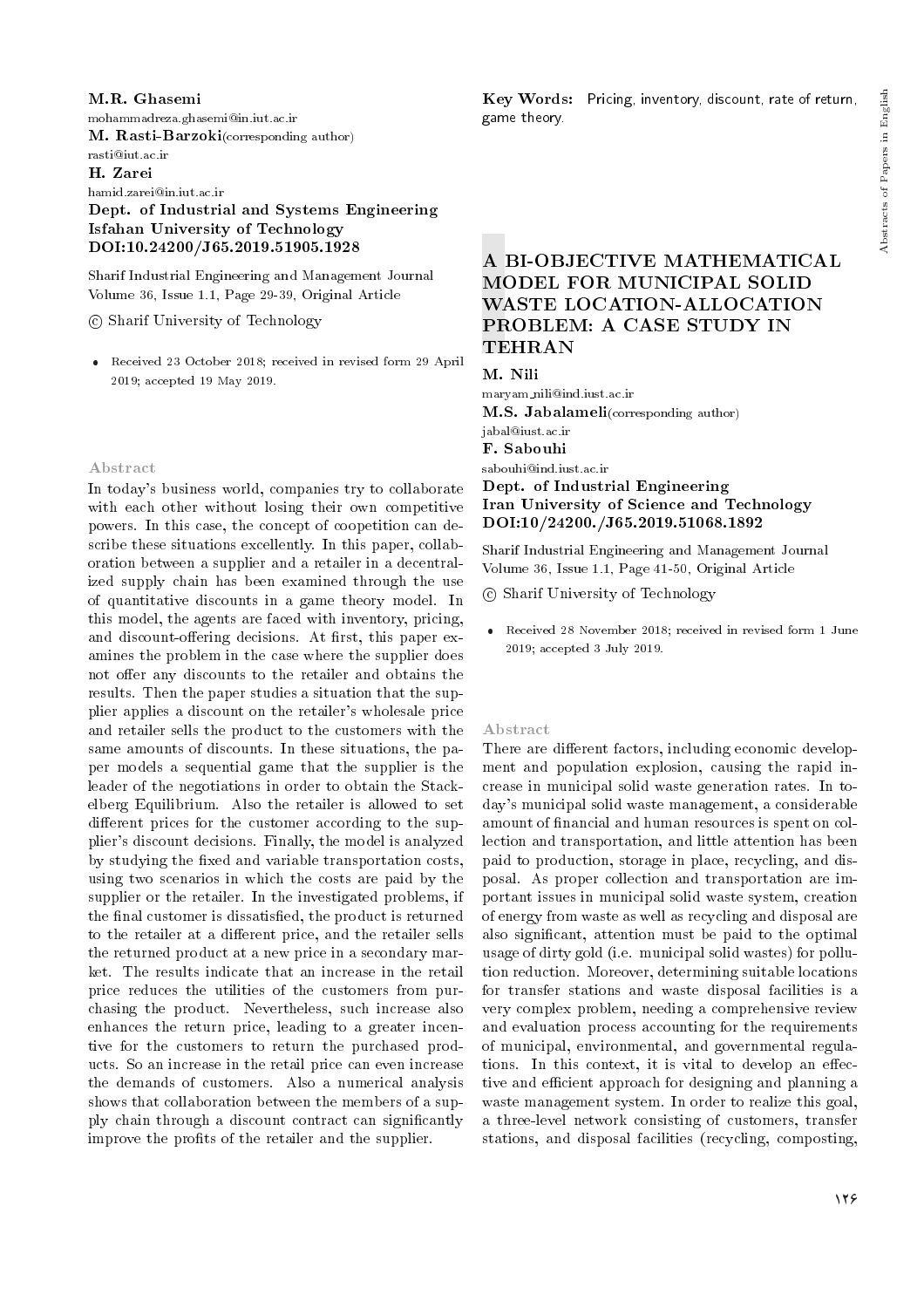M.R. Ghasemi
mohammadreza.ghasemi@in.iut.ac.ir
**M. Rasti-Barzoki**(corresponding author)
rasti@iut.ac.ir
**H. Zarei**
hamid.zarei@in.iut.ac.ir
**Dept. of Industrial and Systems Engineering**
**Isfahan University of Technology**
**DOI:10.24200/J65.2019.51905.1928**

Sharif Industrial Engineering and Management Journal
Volume 36, Issue 1.1, Page 29-39, Original Article

© Sharif University of Technology

- Received 23 October 2018; received in revised form 29 April 2019; accepted 19 May 2019.

### Abstract

In today's business world, companies try to collaborate with each other without losing their own competitive powers. In this case, the concept of coopetition can describe these situations excellently. In this paper, collaboration between a supplier and a retailer in a decentralized supply chain has been examined through the use of quantitative discounts in a game theory model. In this model, the agents are faced with inventory, pricing, and discount-offering decisions. At first, this paper examines the problem in the case where the supplier does not offer any discounts to the retailer and obtains the results. Then the paper studies a situation that the supplier applies a discount on the retailer's wholesale price and retailer sells the product to the customers with the same amounts of discounts. In these situations, the paper models a sequential game that the supplier is the leader of the negotiations in order to obtain the Stackelberg Equilibrium. Also the retailer is allowed to set different prices for the customer according to the supplier's discount decisions. Finally, the model is analyzed by studying the fixed and variable transportation costs, using two scenarios in which the costs are paid by the supplier or the retailer. In the investigated problems, if the final customer is dissatisfied, the product is returned to the retailer at a different price, and the retailer sells the returned product at a new price in a secondary market. The results indicate that an increase in the retail price reduces the utilities of the customers from purchasing the product. Nevertheless, such increase also enhances the return price, leading to a greater incentive for the customers to return the purchased products. So an increase in the retail price can even increase the demands of customers. Also a numerical analysis shows that collaboration between the members of a supply chain through a discount contract can significantly improve the profits of the retailer and the supplier.

**Key Words:** Pricing, inventory, discount, rate of return, game theory.

## A BI-OBJECTIVE MATHEMATICAL MODEL FOR MUNICIPAL SOLID WASTE LOCATION-ALLOCATION PROBLEM: A CASE STUDY IN TEHRAN

**M. Nili**
maryam_nili@ind.iust.ac.ir
**M.S. Jabalameli**(corresponding author)
jabal@iust.ac.ir
**F. Sabouhi**
sabouhi@ind.iust.ac.ir
**Dept. of Industrial Engineering**
**Iran University of Science and Technology**
**DOI:10/24200./J65.2019.51068.1892**

Sharif Industrial Engineering and Management Journal
Volume 36, Issue 1.1, Page 41-50, Original Article

© Sharif University of Technology

- Received 28 November 2018; received in revised form 1 June 2019; accepted 3 July 2019.

### Abstract

There are different factors, including economic development and population explosion, causing the rapid increase in municipal solid waste generation rates. In today's municipal solid waste management, a considerable amount of financial and human resources is spent on collection and transportation, and little attention has been paid to production, storage in place, recycling, and disposal. As proper collection and transportation are important issues in municipal solid waste system, creation of energy from waste as well as recycling and disposal are also significant, attention must be paid to the optimal usage of dirty gold (i.e. municipal solid wastes) for pollution reduction. Moreover, determining suitable locations for transfer stations and waste disposal facilities is a very complex problem, needing a comprehensive review and evaluation process accounting for the requirements of municipal, environmental, and governmental regulations. In this context, it is vital to develop an effective and efficient approach for designing and planning a waste management system. In order to realize this goal, a three-level network consisting of customers, transfer stations, and disposal facilities (recycling, composting,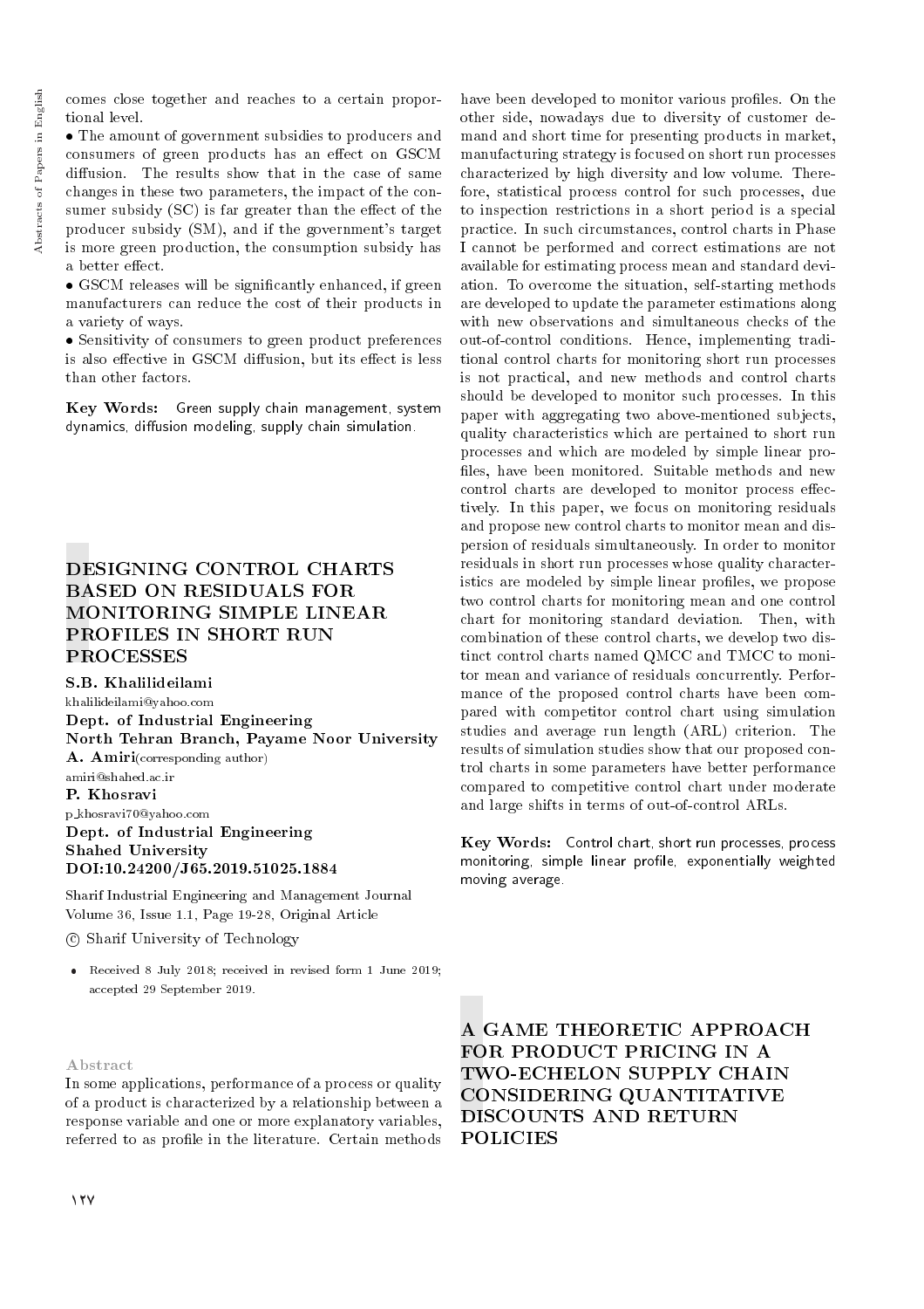comes close together and reaches to a certain proportional level.

• The amount of government subsidies to producers and consumers of green products has an effect on GSCM diffusion. The results show that in the case of same changes in these two parameters, the impact of the consumer subsidy (SC) is far greater than the effect of the producer subsidy (SM), and if the government's target is more green production, the consumption subsidy has a better effect.

• GSCM releases will be significantly enhanced, if green manufacturers can reduce the cost of their products in a variety of ways.

• Sensitivity of consumers to green product preferences is also effective in GSCM diffusion, but its effect is less than other factors.

**Key Words:** Green supply chain management, system dynamics, diffusion modeling, supply chain simulation.

# DESIGNING CONTROL CHARTS BASED ON RESIDUALS FOR MONITORING SIMPLE LINEAR PROFILES IN SHORT RUN PROCESSES

**S.B. Khalilideilami**
khalilideilami@yahoo.com
**Dept. of Industrial Engineering**
**North Tehran Branch, Payame Noor University**
**A. Amiri**(corresponding author)
amiri@shahed.ac.ir
**P. Khosravi**
p_khosravi70@yahoo.com
**Dept. of Industrial Engineering**
**Shahed University**
**DOI:10.24200/J65.2019.51025.1884**

Sharif Industrial Engineering and Management Journal
Volume 36, Issue 1.1, Page 19-28, Original Article

© Sharif University of Technology

- Received 8 July 2018; received in revised form 1 June 2019; accepted 29 September 2019.

### Abstract

In some applications, performance of a process or quality of a product is characterized by a relationship between a response variable and one or more explanatory variables, referred to as profile in the literature. Certain methods have been developed to monitor various profiles. On the other side, nowadays due to diversity of customer demand and short time for presenting products in market, manufacturing strategy is focused on short run processes characterized by high diversity and low volume. Therefore, statistical process control for such processes, due to inspection restrictions in a short period is a special practice. In such circumstances, control charts in Phase I cannot be performed and correct estimations are not available for estimating process mean and standard deviation. To overcome the situation, self-starting methods are developed to update the parameter estimations along with new observations and simultaneous checks of the out-of-control conditions. Hence, implementing traditional control charts for monitoring short run processes is not practical, and new methods and control charts should be developed to monitor such processes. In this paper with aggregating two above-mentioned subjects, quality characteristics which are pertained to short run processes and which are modeled by simple linear profiles, have been monitored. Suitable methods and new control charts are developed to monitor process effectively. In this paper, we focus on monitoring residuals and propose new control charts to monitor mean and dispersion of residuals simultaneously. In order to monitor residuals in short run processes whose quality characteristics are modeled by simple linear profiles, we propose two control charts for monitoring mean and one control chart for monitoring standard deviation. Then, with combination of these control charts, we develop two distinct control charts named QMCC and TMCC to monitor mean and variance of residuals concurrently. Performance of the proposed control charts have been compared with competitor control chart using simulation studies and average run length (ARL) criterion. The results of simulation studies show that our proposed control charts in some parameters have better performance compared to competitive control chart under moderate and large shifts in terms of out-of-control ARLs.

**Key Words:** Control chart, short run processes, process monitoring, simple linear profile, exponentially weighted moving average.

# A GAME THEORETIC APPROACH FOR PRODUCT PRICING IN A TWO-ECHELON SUPPLY CHAIN CONSIDERING QUANTITATIVE DISCOUNTS AND RETURN POLICIES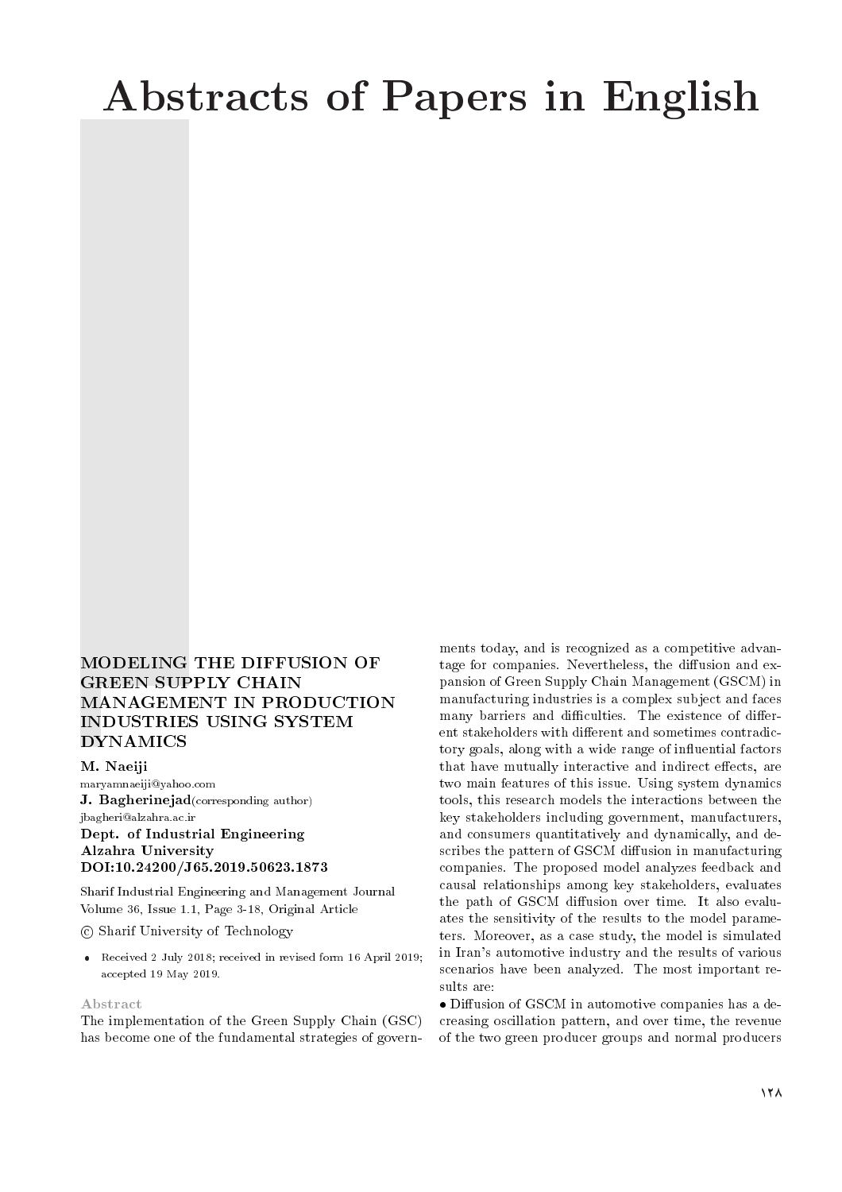# Abstracts of Papers in English

## MODELING THE DIFFUSION OF GREEN SUPPLY CHAIN MANAGEMENT IN PRODUCTION INDUSTRIES USING SYSTEM DYNAMICS

**M. Naeiji**
maryamnaeiji@yahoo.com
**J. Bagherinejad**(corresponding author)
jbagheri@alzahra.ac.ir
**Dept. of Industrial Engineering**
**Alzahra University**
**DOI:10.24200/J65.2019.50623.1873**

Sharif Industrial Engineering and Management Journal
Volume 36, Issue 1.1, Page 3-18, Original Article

© Sharif University of Technology

- Received 2 July 2018; received in revised form 16 April 2019; accepted 19 May 2019.

### Abstract

The implementation of the Green Supply Chain (GSC) has become one of the fundamental strategies of governments today, and is recognized as a competitive advantage for companies. Nevertheless, the diffusion and expansion of Green Supply Chain Management (GSCM) in manufacturing industries is a complex subject and faces many barriers and difficulties. The existence of different stakeholders with different and sometimes contradictory goals, along with a wide range of influential factors that have mutually interactive and indirect effects, are two main features of this issue. Using system dynamics tools, this research models the interactions between the key stakeholders including government, manufacturers, and consumers quantitatively and dynamically, and describes the pattern of GSCM diffusion in manufacturing companies. The proposed model analyzes feedback and causal relationships among key stakeholders, evaluates the path of GSCM diffusion over time. It also evaluates the sensitivity of the results to the model parameters. Moreover, as a case study, the model is simulated in Iran's automotive industry and the results of various scenarios have been analyzed. The most important results are:

- Diffusion of GSCM in automotive companies has a decreasing oscillation pattern, and over time, the revenue of the two green producer groups and normal producers